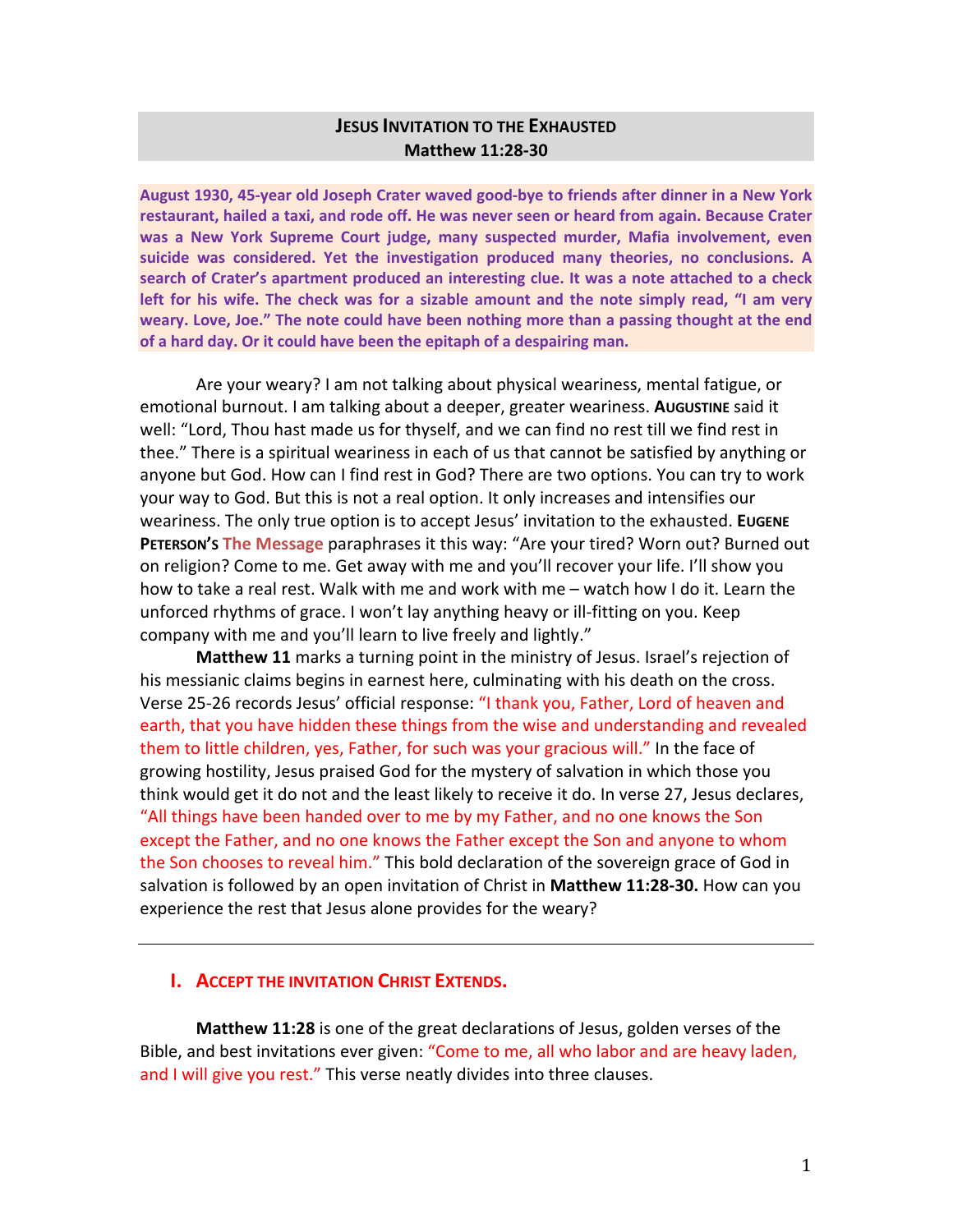# JESUS INVITATION TO THE EXHAUSTED
## Matthew 11:28-30

**August 1930, 45-year old Joseph Crater waved good-bye to friends after dinner in a New York restaurant, hailed a taxi, and rode off. He was never seen or heard from again. Because Crater was a New York Supreme Court judge, many suspected murder, Mafia involvement, even suicide was considered. Yet the investigation produced many theories, no conclusions. A search of Crater's apartment produced an interesting clue. It was a note attached to a check left for his wife. The check was for a sizable amount and the note simply read, "I am very weary. Love, Joe." The note could have been nothing more than a passing thought at the end of a hard day. Or it could have been the epitaph of a despairing man.**

Are your weary? I am not talking about physical weariness, mental fatigue, or emotional burnout. I am talking about a deeper, greater weariness. **AUGUSTINE** said it well: "Lord, Thou hast made us for thyself, and we can find no rest till we find rest in thee." There is a spiritual weariness in each of us that cannot be satisfied by anything or anyone but God. How can I find rest in God? There are two options. You can try to work your way to God. But this is not a real option. It only increases and intensifies our weariness. The only true option is to accept Jesus' invitation to the exhausted. **EUGENE PETERSON'S** The Message paraphrases it this way: "Are your tired? Worn out? Burned out on religion? Come to me. Get away with me and you'll recover your life. I'll show you how to take a real rest. Walk with me and work with me – watch how I do it. Learn the unforced rhythms of grace. I won't lay anything heavy or ill-fitting on you. Keep company with me and you'll learn to live freely and lightly."

**Matthew 11** marks a turning point in the ministry of Jesus. Israel's rejection of his messianic claims begins in earnest here, culminating with his death on the cross. Verse 25-26 records Jesus' official response: "I thank you, Father, Lord of heaven and earth, that you have hidden these things from the wise and understanding and revealed them to little children, yes, Father, for such was your gracious will." In the face of growing hostility, Jesus praised God for the mystery of salvation in which those you think would get it do not and the least likely to receive it do. In verse 27, Jesus declares, "All things have been handed over to me by my Father, and no one knows the Son except the Father, and no one knows the Father except the Son and anyone to whom the Son chooses to reveal him." This bold declaration of the sovereign grace of God in salvation is followed by an open invitation of Christ in **Matthew 11:28-30.** How can you experience the rest that Jesus alone provides for the weary?

---

## I. ACCEPT THE INVITATION CHRIST EXTENDS.

**Matthew 11:28** is one of the great declarations of Jesus, golden verses of the Bible, and best invitations ever given: "Come to me, all who labor and are heavy laden, and I will give you rest." This verse neatly divides into three clauses.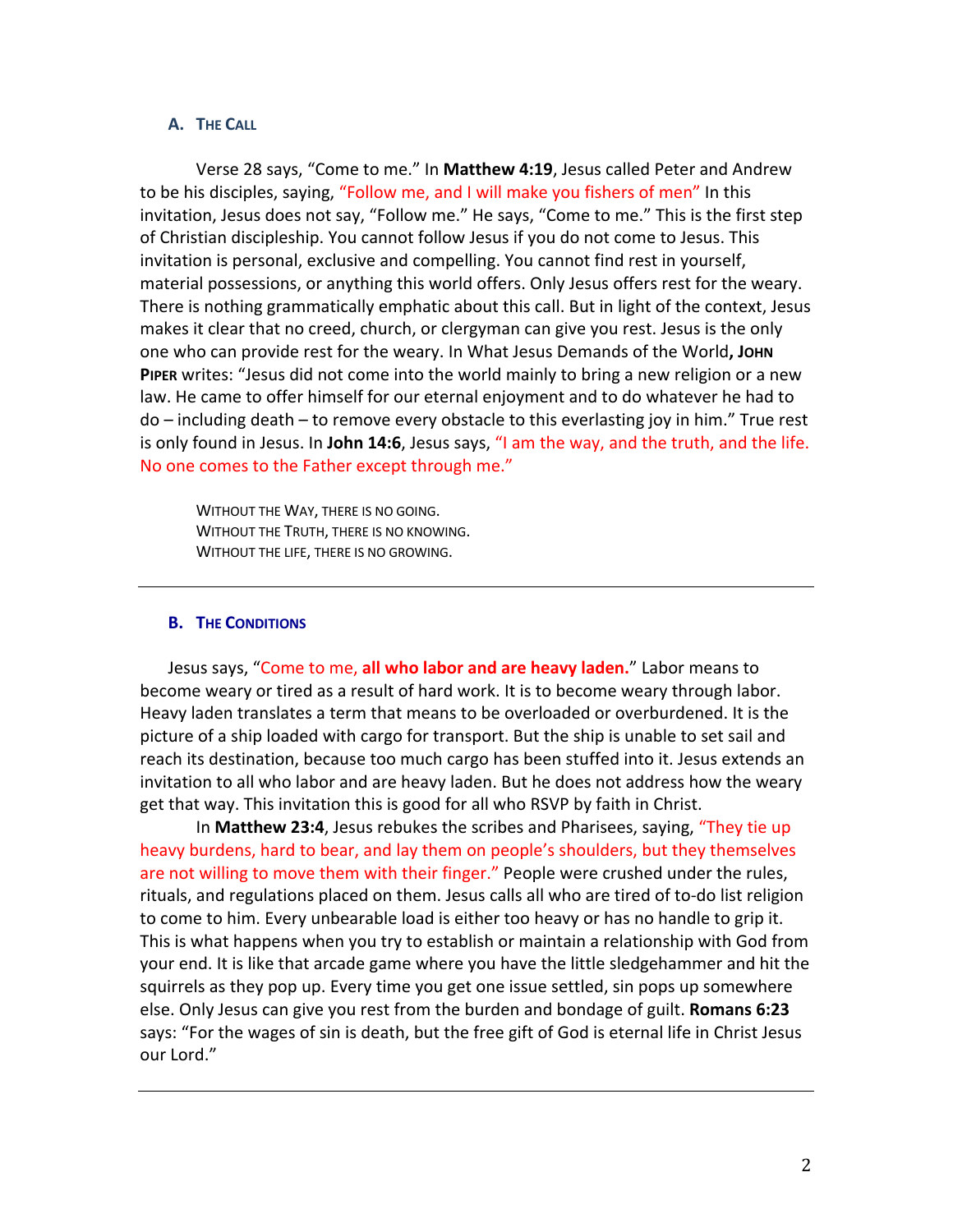### A. The Call

Verse 28 says, "Come to me." In **Matthew 4:19**, Jesus called Peter and Andrew to be his disciples, saying, "Follow me, and I will make you fishers of men" In this invitation, Jesus does not say, "Follow me." He says, "Come to me." This is the first step of Christian discipleship. You cannot follow Jesus if you do not come to Jesus. This invitation is personal, exclusive and compelling. You cannot find rest in yourself, material possessions, or anything this world offers. Only Jesus offers rest for the weary. There is nothing grammatically emphatic about this call. But in light of the context, Jesus makes it clear that no creed, church, or clergyman can give you rest. Jesus is the only one who can provide rest for the weary. In What Jesus Demands of the World**, John Piper** writes: "Jesus did not come into the world mainly to bring a new religion or a new law. He came to offer himself for our eternal enjoyment and to do whatever he had to do – including death – to remove every obstacle to this everlasting joy in him." True rest is only found in Jesus. In **John 14:6**, Jesus says, "I am the way, and the truth, and the life. No one comes to the Father except through me."

WITHOUT THE WAY, THERE IS NO GOING.
WITHOUT THE TRUTH, THERE IS NO KNOWING.
WITHOUT THE LIFE, THERE IS NO GROWING.

---

### B. The Conditions

Jesus says, "Come to me, **all who labor and are heavy laden.**" Labor means to become weary or tired as a result of hard work. It is to become weary through labor. Heavy laden translates a term that means to be overloaded or overburdened. It is the picture of a ship loaded with cargo for transport. But the ship is unable to set sail and reach its destination, because too much cargo has been stuffed into it. Jesus extends an invitation to all who labor and are heavy laden. But he does not address how the weary get that way. This invitation this is good for all who RSVP by faith in Christ.

In **Matthew 23:4**, Jesus rebukes the scribes and Pharisees, saying, "They tie up heavy burdens, hard to bear, and lay them on people's shoulders, but they themselves are not willing to move them with their finger." People were crushed under the rules, rituals, and regulations placed on them. Jesus calls all who are tired of to-do list religion to come to him. Every unbearable load is either too heavy or has no handle to grip it. This is what happens when you try to establish or maintain a relationship with God from your end. It is like that arcade game where you have the little sledgehammer and hit the squirrels as they pop up. Every time you get one issue settled, sin pops up somewhere else. Only Jesus can give you rest from the burden and bondage of guilt. **Romans 6:23** says: "For the wages of sin is death, but the free gift of God is eternal life in Christ Jesus our Lord."

---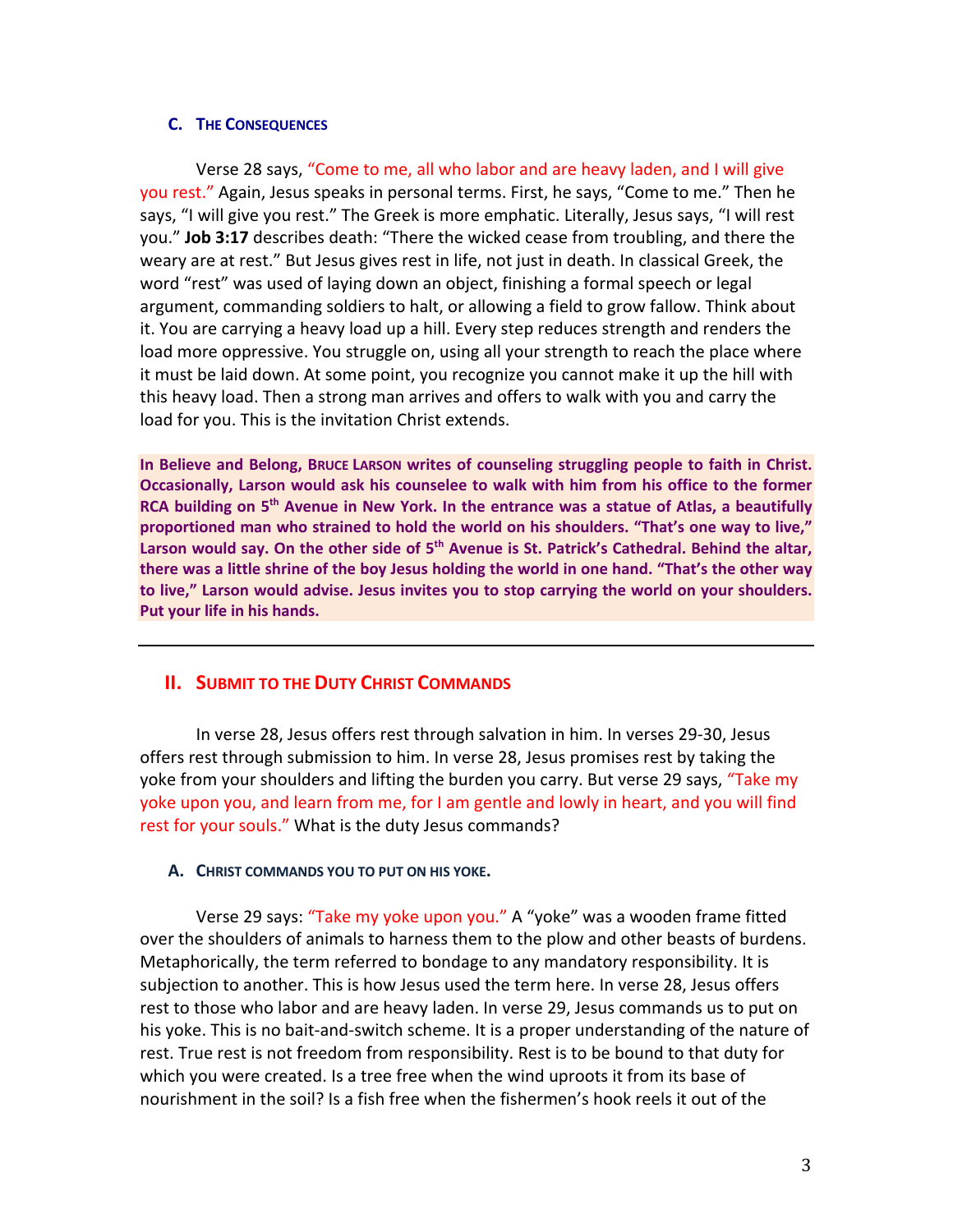### C. The Consequences

Verse 28 says, "Come to me, all who labor and are heavy laden, and I will give you rest." Again, Jesus speaks in personal terms. First, he says, "Come to me." Then he says, "I will give you rest." The Greek is more emphatic. Literally, Jesus says, "I will rest you." **Job 3:17** describes death: "There the wicked cease from troubling, and there the weary are at rest." But Jesus gives rest in life, not just in death. In classical Greek, the word "rest" was used of laying down an object, finishing a formal speech or legal argument, commanding soldiers to halt, or allowing a field to grow fallow. Think about it. You are carrying a heavy load up a hill. Every step reduces strength and renders the load more oppressive. You struggle on, using all your strength to reach the place where it must be laid down. At some point, you recognize you cannot make it up the hill with this heavy load. Then a strong man arrives and offers to walk with you and carry the load for you. This is the invitation Christ extends.

**In Believe and Belong, Bruce Larson writes of counseling struggling people to faith in Christ. Occasionally, Larson would ask his counselee to walk with him from his office to the former RCA building on 5th Avenue in New York. In the entrance was a statue of Atlas, a beautifully proportioned man who strained to hold the world on his shoulders. "That's one way to live," Larson would say. On the other side of 5th Avenue is St. Patrick's Cathedral. Behind the altar, there was a little shrine of the boy Jesus holding the world in one hand. "That's the other way to live," Larson would advise. Jesus invites you to stop carrying the world on your shoulders. Put your life in his hands.**

---

## II. Submit to the Duty Christ Commands

In verse 28, Jesus offers rest through salvation in him. In verses 29-30, Jesus offers rest through submission to him. In verse 28, Jesus promises rest by taking the yoke from your shoulders and lifting the burden you carry. But verse 29 says, "Take my yoke upon you, and learn from me, for I am gentle and lowly in heart, and you will find rest for your souls." What is the duty Jesus commands?

### A. Christ commands you to put on his yoke.

Verse 29 says: "Take my yoke upon you." A "yoke" was a wooden frame fitted over the shoulders of animals to harness them to the plow and other beasts of burdens. Metaphorically, the term referred to bondage to any mandatory responsibility. It is subjection to another. This is how Jesus used the term here. In verse 28, Jesus offers rest to those who labor and are heavy laden. In verse 29, Jesus commands us to put on his yoke. This is no bait-and-switch scheme. It is a proper understanding of the nature of rest. True rest is not freedom from responsibility. Rest is to be bound to that duty for which you were created. Is a tree free when the wind uproots it from its base of nourishment in the soil? Is a fish free when the fishermen's hook reels it out of the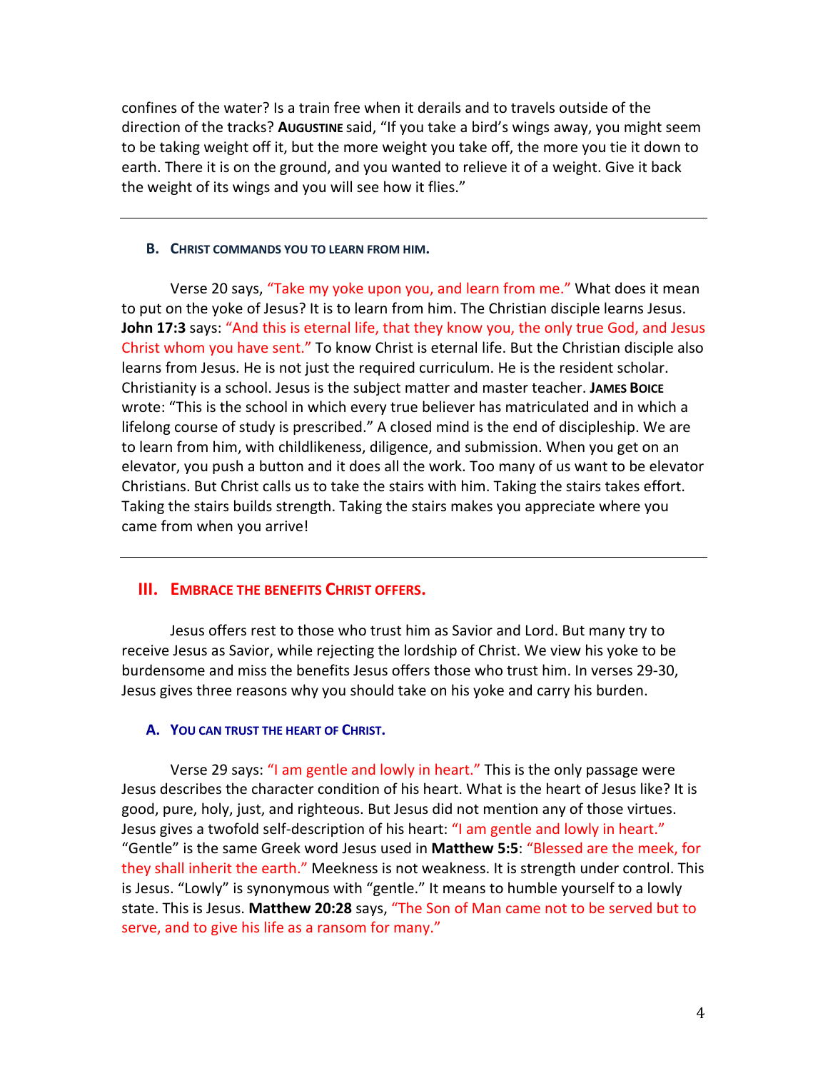confines of the water? Is a train free when it derails and to travels outside of the direction of the tracks? **Augustine** said, "If you take a bird's wings away, you might seem to be taking weight off it, but the more weight you take off, the more you tie it down to earth. There it is on the ground, and you wanted to relieve it of a weight. Give it back the weight of its wings and you will see how it flies."

---

#### B. Christ commands you to learn from him.

Verse 20 says, "Take my yoke upon you, and learn from me." What does it mean to put on the yoke of Jesus? It is to learn from him. The Christian disciple learns Jesus. **John 17:3** says: "And this is eternal life, that they know you, the only true God, and Jesus Christ whom you have sent." To know Christ is eternal life. But the Christian disciple also learns from Jesus. He is not just the required curriculum. He is the resident scholar. Christianity is a school. Jesus is the subject matter and master teacher. **James Boice** wrote: "This is the school in which every true believer has matriculated and in which a lifelong course of study is prescribed." A closed mind is the end of discipleship. We are to learn from him, with childlikeness, diligence, and submission. When you get on an elevator, you push a button and it does all the work. Too many of us want to be elevator Christians. But Christ calls us to take the stairs with him. Taking the stairs takes effort. Taking the stairs builds strength. Taking the stairs makes you appreciate where you came from when you arrive!

---

### III. Embrace the benefits Christ offers.

Jesus offers rest to those who trust him as Savior and Lord. But many try to receive Jesus as Savior, while rejecting the lordship of Christ. We view his yoke to be burdensome and miss the benefits Jesus offers those who trust him. In verses 29-30, Jesus gives three reasons why you should take on his yoke and carry his burden.

#### A. You can trust the heart of Christ.

Verse 29 says: "I am gentle and lowly in heart." This is the only passage were Jesus describes the character condition of his heart. What is the heart of Jesus like? It is good, pure, holy, just, and righteous. But Jesus did not mention any of those virtues. Jesus gives a twofold self-description of his heart: "I am gentle and lowly in heart." "Gentle" is the same Greek word Jesus used in **Matthew 5:5**: "Blessed are the meek, for they shall inherit the earth." Meekness is not weakness. It is strength under control. This is Jesus. "Lowly" is synonymous with "gentle." It means to humble yourself to a lowly state. This is Jesus. **Matthew 20:28** says, "The Son of Man came not to be served but to serve, and to give his life as a ransom for many."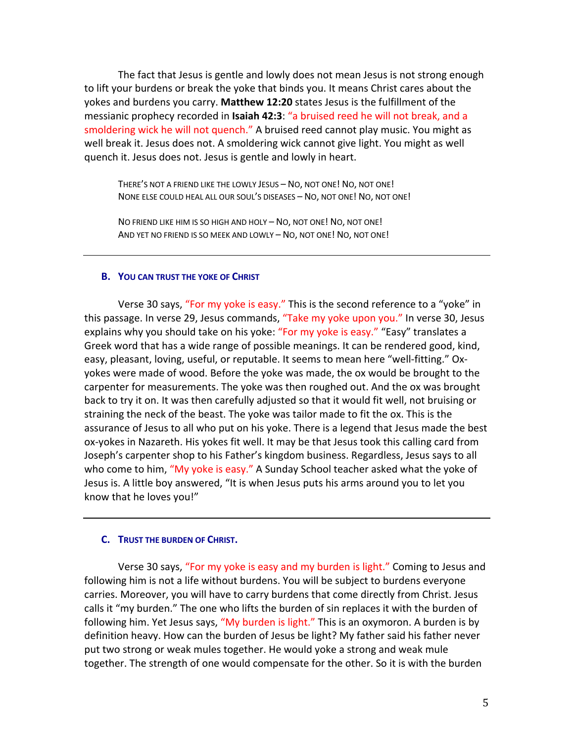The fact that Jesus is gentle and lowly does not mean Jesus is not strong enough to lift your burdens or break the yoke that binds you. It means Christ cares about the yokes and burdens you carry. **Matthew 12:20** states Jesus is the fulfillment of the messianic prophecy recorded in **Isaiah 42:3**: "a bruised reed he will not break, and a smoldering wick he will not quench." A bruised reed cannot play music. You might as well break it. Jesus does not. A smoldering wick cannot give light. You might as well quench it. Jesus does not. Jesus is gentle and lowly in heart.

> There's not a friend like the lowly Jesus – No, not one! No, not one!
> None else could heal all our soul's diseases – No, not one! No, not one!
>
> No friend like him is so high and holy – No, not one! No, not one!
> And yet no friend is so meek and lowly – No, not one! No, not one!

---

### B. You can trust the yoke of Christ

Verse 30 says, "For my yoke is easy." This is the second reference to a "yoke" in this passage. In verse 29, Jesus commands, "Take my yoke upon you." In verse 30, Jesus explains why you should take on his yoke: "For my yoke is easy." "Easy" translates a Greek word that has a wide range of possible meanings. It can be rendered good, kind, easy, pleasant, loving, useful, or reputable. It seems to mean here "well-fitting." Ox-yokes were made of wood. Before the yoke was made, the ox would be brought to the carpenter for measurements. The yoke was then roughed out. And the ox was brought back to try it on. It was then carefully adjusted so that it would fit well, not bruising or straining the neck of the beast. The yoke was tailor made to fit the ox. This is the assurance of Jesus to all who put on his yoke. There is a legend that Jesus made the best ox-yokes in Nazareth. His yokes fit well. It may be that Jesus took this calling card from Joseph's carpenter shop to his Father's kingdom business. Regardless, Jesus says to all who come to him, "My yoke is easy." A Sunday School teacher asked what the yoke of Jesus is. A little boy answered, "It is when Jesus puts his arms around you to let you know that he loves you!"

---

### C. Trust the burden of Christ.

Verse 30 says, "For my yoke is easy and my burden is light." Coming to Jesus and following him is not a life without burdens. You will be subject to burdens everyone carries. Moreover, you will have to carry burdens that come directly from Christ. Jesus calls it "my burden." The one who lifts the burden of sin replaces it with the burden of following him. Yet Jesus says, "My burden is light." This is an oxymoron. A burden is by definition heavy. How can the burden of Jesus be light? My father said his father never put two strong or weak mules together. He would yoke a strong and weak mule together. The strength of one would compensate for the other. So it is with the burden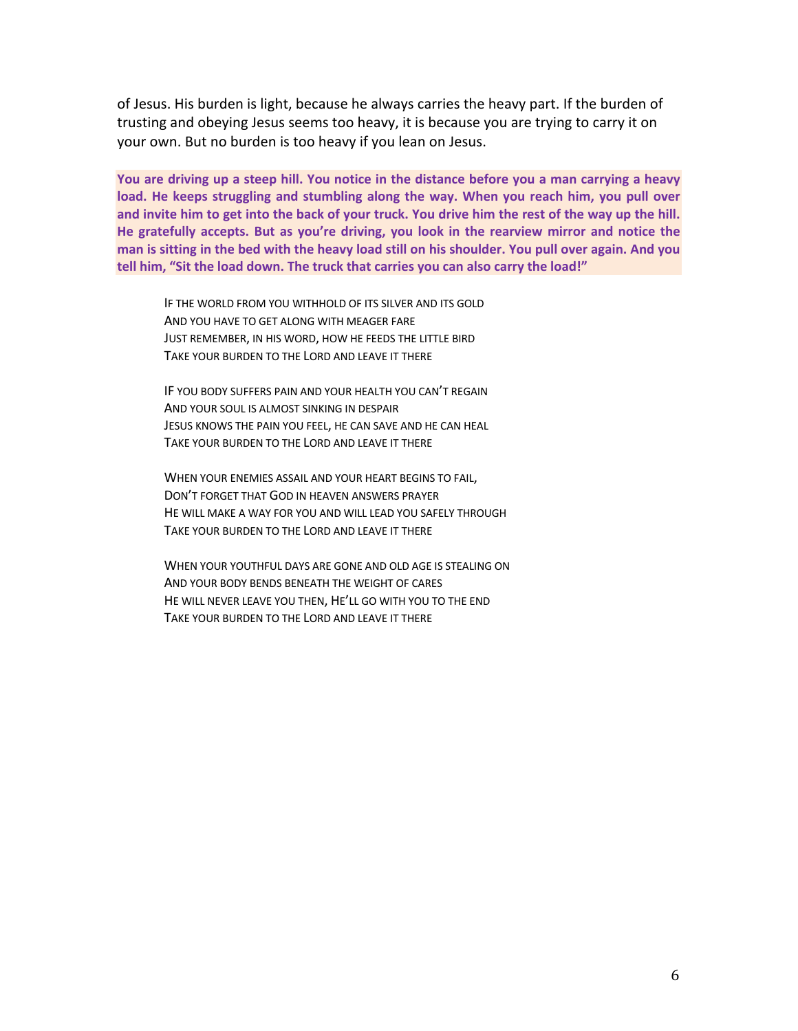of Jesus. His burden is light, because he always carries the heavy part. If the burden of trusting and obeying Jesus seems too heavy, it is because you are trying to carry it on your own. But no burden is too heavy if you lean on Jesus.

**You are driving up a steep hill. You notice in the distance before you a man carrying a heavy load. He keeps struggling and stumbling along the way. When you reach him, you pull over and invite him to get into the back of your truck. You drive him the rest of the way up the hill. He gratefully accepts. But as you're driving, you look in the rearview mirror and notice the man is sitting in the bed with the heavy load still on his shoulder. You pull over again. And you tell him, "Sit the load down. The truck that carries you can also carry the load!"**

IF THE WORLD FROM YOU WITHHOLD OF ITS SILVER AND ITS GOLD
AND YOU HAVE TO GET ALONG WITH MEAGER FARE
JUST REMEMBER, IN HIS WORD, HOW HE FEEDS THE LITTLE BIRD
TAKE YOUR BURDEN TO THE LORD AND LEAVE IT THERE

IF YOU BODY SUFFERS PAIN AND YOUR HEALTH YOU CAN'T REGAIN
AND YOUR SOUL IS ALMOST SINKING IN DESPAIR
JESUS KNOWS THE PAIN YOU FEEL, HE CAN SAVE AND HE CAN HEAL
TAKE YOUR BURDEN TO THE LORD AND LEAVE IT THERE

WHEN YOUR ENEMIES ASSAIL AND YOUR HEART BEGINS TO FAIL,
DON'T FORGET THAT GOD IN HEAVEN ANSWERS PRAYER
HE WILL MAKE A WAY FOR YOU AND WILL LEAD YOU SAFELY THROUGH
TAKE YOUR BURDEN TO THE LORD AND LEAVE IT THERE

WHEN YOUR YOUTHFUL DAYS ARE GONE AND OLD AGE IS STEALING ON
AND YOUR BODY BENDS BENEATH THE WEIGHT OF CARES
HE WILL NEVER LEAVE YOU THEN, HE'LL GO WITH YOU TO THE END
TAKE YOUR BURDEN TO THE LORD AND LEAVE IT THERE